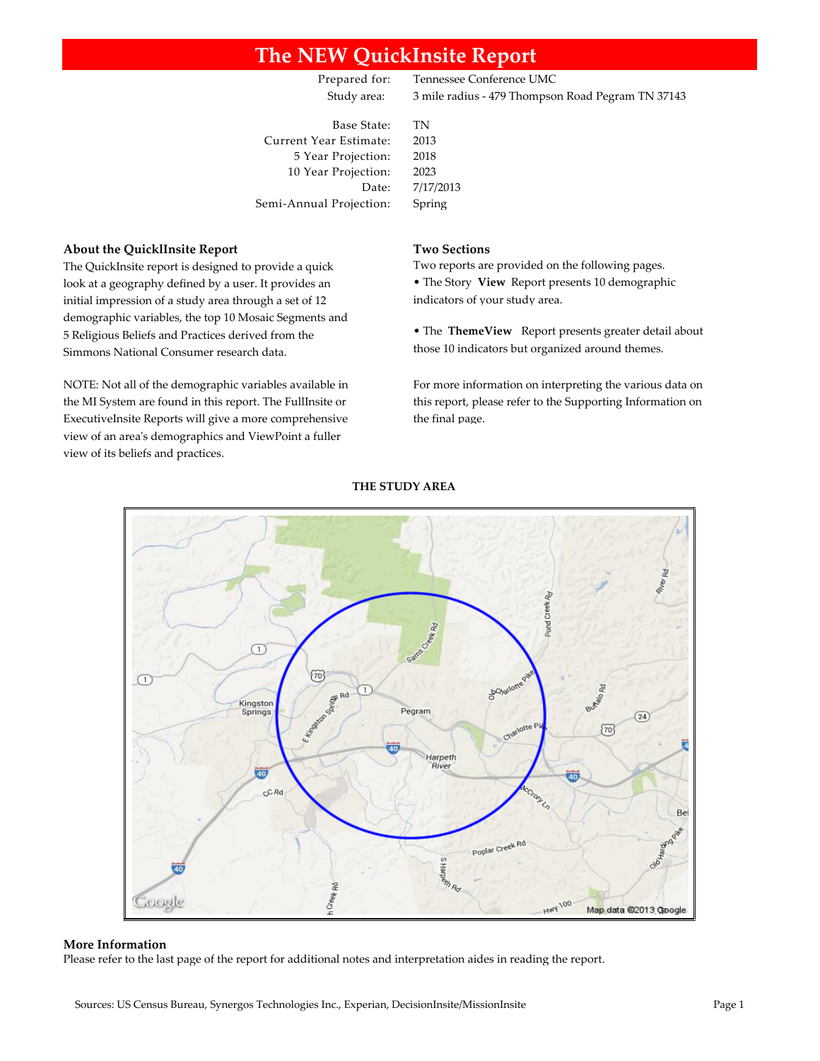# The NEW QuickInsite Report

| | |
|---|---|
| Prepared for: | Tennessee Conference UMC |
| Study area: | 3 mile radius - 479 Thompson Road Pegram TN 37143 |
| Base State: | TN |
| Current Year Estimate: | 2013 |
| 5 Year Projection: | 2018 |
| 10 Year Projection: | 2023 |
| Date: | 7/17/2013 |
| Semi-Annual Projection: | Spring |

## About the QuicklInsite Report

The QuickInsite report is designed to provide a quick look at a geography defined by a user. It provides an initial impression of a study area through a set of 12 demographic variables, the top 10 Mosaic Segments and 5 Religious Beliefs and Practices derived from the Simmons National Consumer research data.

NOTE: Not all of the demographic variables available in the MI System are found in this report. The FullInsite or ExecutiveInsite Reports will give a more comprehensive view of an area's demographics and ViewPoint a fuller view of its beliefs and practices.

## Two Sections

Two reports are provided on the following pages.

- The Story **View** Report presents 10 demographic indicators of your study area.

- The **ThemeView** Report presents greater detail about those 10 indicators but organized around themes.

For more information on interpreting the various data on this report, please refer to the Supporting Information on the final page.

**THE STUDY AREA**

## More Information

Please refer to the last page of the report for additional notes and interpretation aides in reading the report.

Sources: US Census Bureau, Synergos Technologies Inc., Experian, DecisionInsite/MissionInsite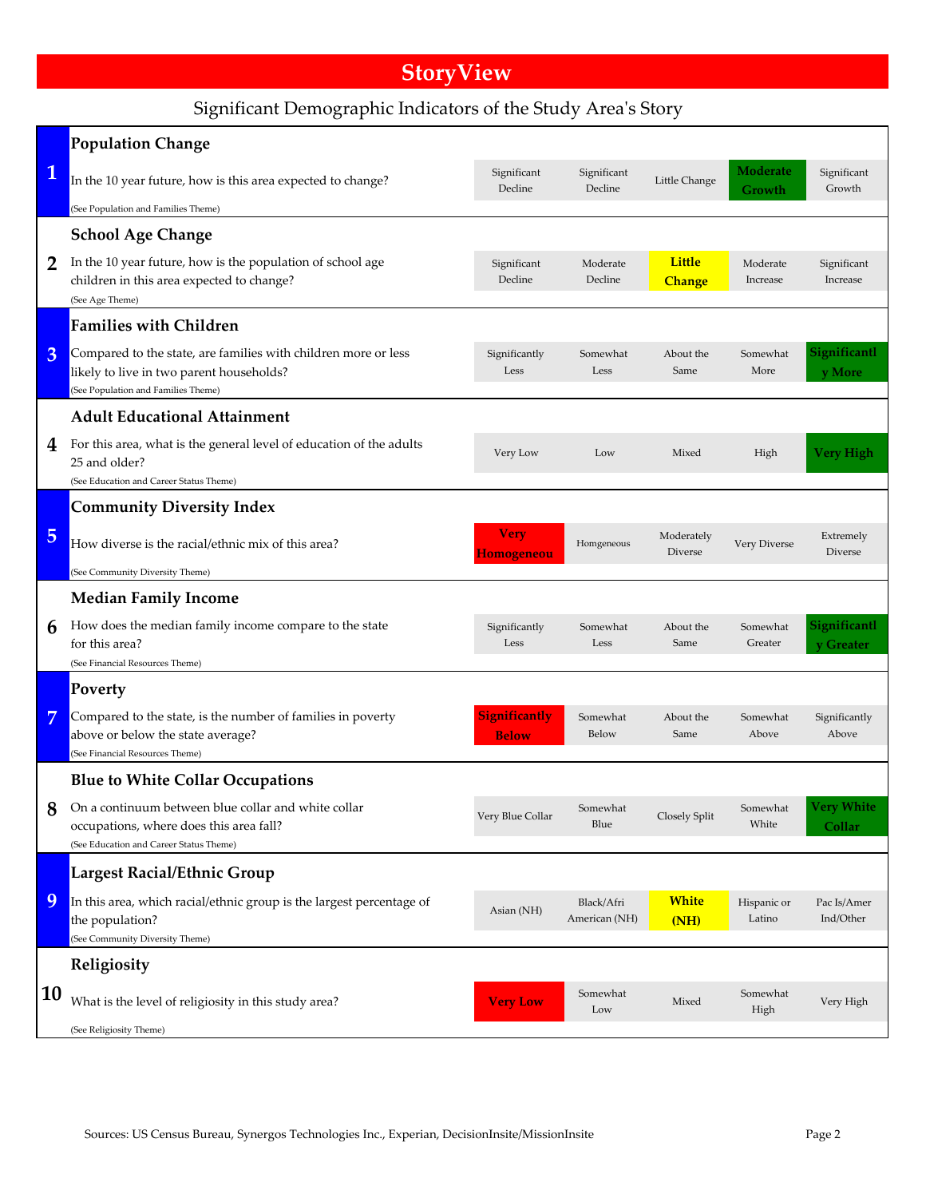# StoryView

## Significant Demographic Indicators of the Study Area's Story

### 1 Population Change

In the 10 year future, how is this area expected to change?

(See Population and Families Theme)

| Significant Decline | Significant Decline | Little Change | **Moderate Growth** | Significant Growth |
|---|---|---|---|---|

### 2 School Age Change

In the 10 year future, how is the population of school age children in this area expected to change?

(See Age Theme)

| Significant Decline | Moderate Decline | **Little Change** | Moderate Increase | Significant Increase |
|---|---|---|---|---|

### 3 Families with Children

Compared to the state, are families with children more or less likely to live in two parent households?

(See Population and Families Theme)

| Significantly Less | Somewhat Less | About the Same | Somewhat More | **Significantly More** |
|---|---|---|---|---|

### 4 Adult Educational Attainment

For this area, what is the general level of education of the adults 25 and older?

(See Education and Career Status Theme)

| Very Low | Low | Mixed | High | **Very High** |
|---|---|---|---|---|

### 5 Community Diversity Index

How diverse is the racial/ethnic mix of this area?

(See Community Diversity Theme)

| **Very Homogeneous** | Homgeneous | Moderately Diverse | Very Diverse | Extremely Diverse |
|---|---|---|---|---|

### 6 Median Family Income

How does the median family income compare to the state for this area?

(See Financial Resources Theme)

| Significantly Less | Somewhat Less | About the Same | Somewhat Greater | **Significantly Greater** |
|---|---|---|---|---|

### 7 Poverty

Compared to the state, is the number of families in poverty above or below the state average?

(See Financial Resources Theme)

| **Significantly Below** | Somewhat Below | About the Same | Somewhat Above | Significantly Above |
|---|---|---|---|---|

### 8 Blue to White Collar Occupations

On a continuum between blue collar and white collar occupations, where does this area fall?

(See Education and Career Status Theme)

| Very Blue Collar | Somewhat Blue | Closely Split | Somewhat White | **Very White Collar** |
|---|---|---|---|---|

### 9 Largest Racial/Ethnic Group

In this area, which racial/ethnic group is the largest percentage of the population?

(See Community Diversity Theme)

| Asian (NH) | Black/Afri American (NH) | **White (NH)** | Hispanic or Latino | Pac Is/Amer Ind/Other |
|---|---|---|---|---|

### 10 Religiosity

What is the level of religiosity in this study area?

(See Religiosity Theme)

| **Very Low** | Somewhat Low | Mixed | Somewhat High | Very High |
|---|---|---|---|---|

Sources: US Census Bureau, Synergos Technologies Inc., Experian, DecisionInsite/MissionInsite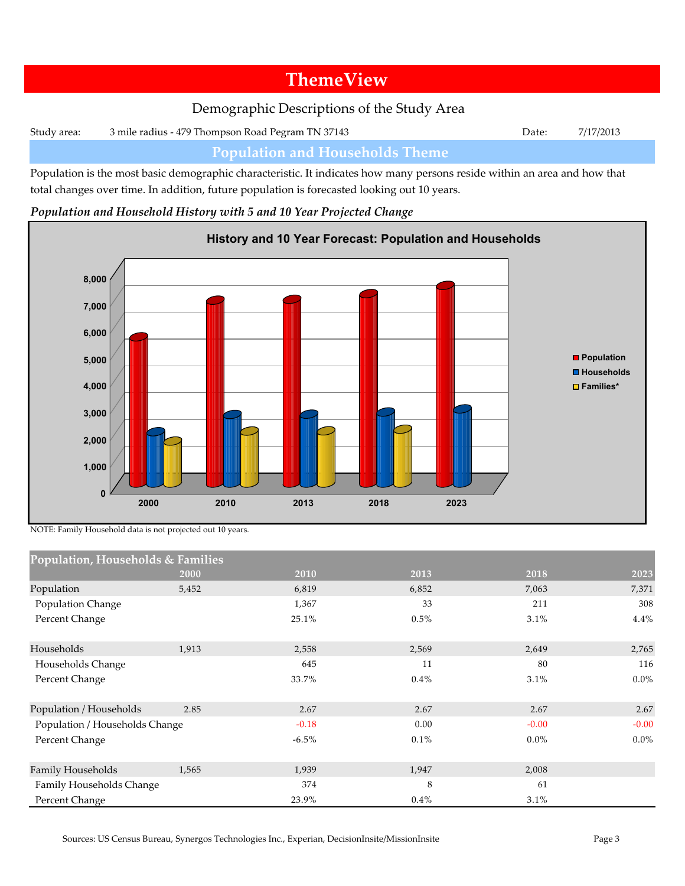# ThemeView

Demographic Descriptions of the Study Area

Study area: 3 mile radius - 479 Thompson Road Pegram TN 37143 Date: 7/17/2013

## Population and Households Theme

Population is the most basic demographic characteristic. It indicates how many persons reside within an area and how that total changes over time. In addition, future population is forecasted looking out 10 years.

***Population and Household History with 5 and 10 Year Projected Change***

NOTE: Family Household data is not projected out 10 years.

| Population, Households & Families | 2000 | 2010 | 2013 | 2018 | 2023 |
|---|---|---|---|---|---|
| Population | 5,452 | 6,819 | 6,852 | 7,063 | 7,371 |
| Population Change | | 1,367 | 33 | 211 | 308 |
| Percent Change | | 25.1% | 0.5% | 3.1% | 4.4% |
| | | | | | |
| Households | 1,913 | 2,558 | 2,569 | 2,649 | 2,765 |
| Households Change | | 645 | 11 | 80 | 116 |
| Percent Change | | 33.7% | 0.4% | 3.1% | 0.0% |
| | | | | | |
| Population / Households | 2.85 | 2.67 | 2.67 | 2.67 | 2.67 |
| Population / Households Change | | -0.18 | 0.00 | -0.00 | -0.00 |
| Percent Change | | -6.5% | 0.1% | 0.0% | 0.0% |
| | | | | | |
| Family Households | 1,565 | 1,939 | 1,947 | 2,008 | |
| Family Households Change | | 374 | 8 | 61 | |
| Percent Change | | 23.9% | 0.4% | 3.1% | |

Sources: US Census Bureau, Synergos Technologies Inc., Experian, DecisionInsite/MissionInsite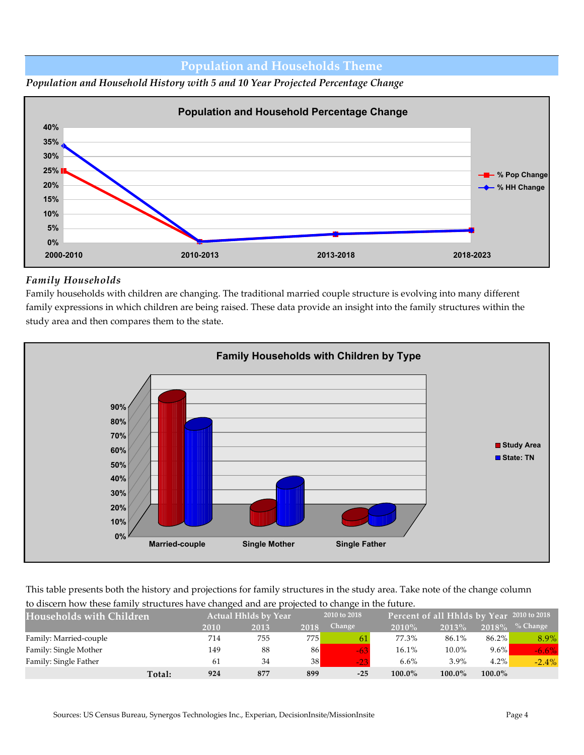## Population and Households Theme

*Population and Household History with 5 and 10 Year Projected Percentage Change*

**Population and Household Percentage Change**

## *Family Households*

Family households with children are changing. The traditional married couple structure is evolving into many different family expressions in which children are being raised. These data provide an insight into the family structures within the study area and then compares them to the state.

**Family Households with Children by Type**

This table presents both the history and projections for family structures in the study area. Take note of the change column to discern how these family structures have changed and are projected to change in the future.

| Households with Children | Actual Hhlds by Year | | | 2010 to 2018 | Percent of all Hhlds by Year | | | 2010 to 2018 |
|---|---|---|---|---|---|---|---|---|
| | 2010 | 2013 | 2018 | Change | 2010% | 2013% | 2018% | % Change |
| Family: Married-couple | 714 | 755 | 775 | 61 | 77.3% | 86.1% | 86.2% | 8.9% |
| Family: Single Mother | 149 | 88 | 86 | -63 | 16.1% | 10.0% | 9.6% | -6.6% |
| Family: Single Father | 61 | 34 | 38 | -23 | 6.6% | 3.9% | 4.2% | -2.4% |
| **Total:** | **924** | **877** | **899** | **-25** | **100.0%** | **100.0%** | **100.0%** | |

Sources: US Census Bureau, Synergos Technologies Inc., Experian, DecisionInsite/MissionInsite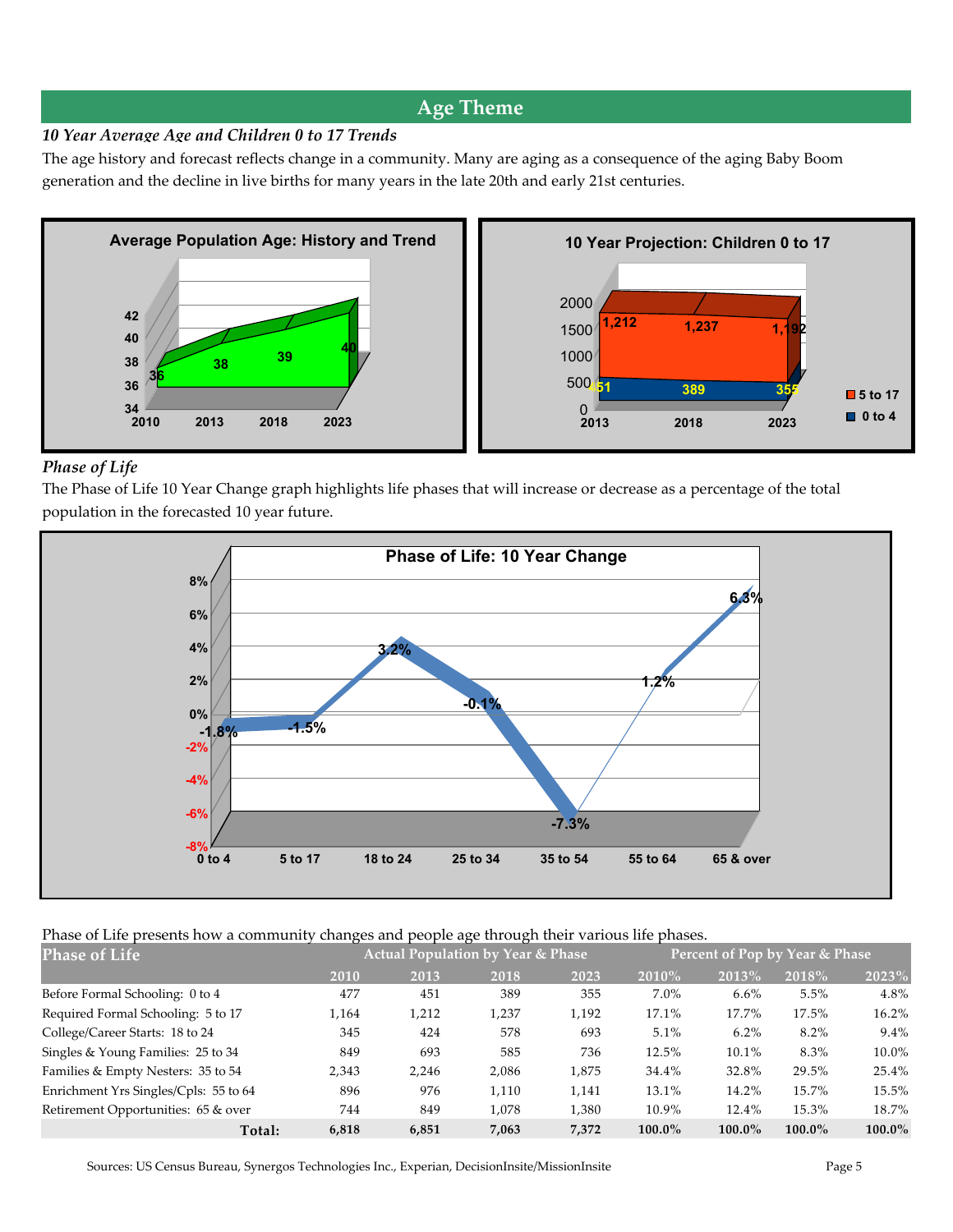# Age Theme

***10 Year Average Age and Children 0 to 17 Trends***

The age history and forecast reflects change in a community. Many are aging as a consequence of the aging Baby Boom generation and the decline in live births for many years in the late 20th and early 21st centuries.

**Average Population Age: History and Trend**

| 2010 | 2013 | 2018 | 2023 |
|---|---|---|---|
| 36 | 38 | 39 | 40 |

**10 Year Projection: Children 0 to 17**

| | 2013 | 2018 | 2023 |
|---|---|---|---|
| 5 to 17 | 1,212 | 1,237 | 1,192 |
| 0 to 4 | 451 | 389 | 355 |

***Phase of Life***

The Phase of Life 10 Year Change graph highlights life phases that will increase or decrease as a percentage of the total population in the forecasted 10 year future.

**Phase of Life: 10 Year Change**

| 0 to 4 | 5 to 17 | 18 to 24 | 25 to 34 | 35 to 54 | 55 to 64 | 65 & over |
|---|---|---|---|---|---|---|
| -1.8% | -1.5% | 3.2% | -0.1% | -7.3% | 1.2% | 6.3% |

Phase of Life presents how a community changes and people age through their various life phases.

| Phase of Life | Actual Population by Year & Phase | | | | Percent of Pop by Year & Phase | | | |
|---|---|---|---|---|---|---|---|---|
| | 2010 | 2013 | 2018 | 2023 | 2010% | 2013% | 2018% | 2023% |
| Before Formal Schooling: 0 to 4 | 477 | 451 | 389 | 355 | 7.0% | 6.6% | 5.5% | 4.8% |
| Required Formal Schooling: 5 to 17 | 1,164 | 1,212 | 1,237 | 1,192 | 17.1% | 17.7% | 17.5% | 16.2% |
| College/Career Starts: 18 to 24 | 345 | 424 | 578 | 693 | 5.1% | 6.2% | 8.2% | 9.4% |
| Singles & Young Families: 25 to 34 | 849 | 693 | 585 | 736 | 12.5% | 10.1% | 8.3% | 10.0% |
| Families & Empty Nesters: 35 to 54 | 2,343 | 2,246 | 2,086 | 1,875 | 34.4% | 32.8% | 29.5% | 25.4% |
| Enrichment Yrs Singles/Cpls: 55 to 64 | 896 | 976 | 1,110 | 1,141 | 13.1% | 14.2% | 15.7% | 15.5% |
| Retirement Opportunities: 65 & over | 744 | 849 | 1,078 | 1,380 | 10.9% | 12.4% | 15.3% | 18.7% |
| **Total:** | **6,818** | **6,851** | **7,063** | **7,372** | **100.0%** | **100.0%** | **100.0%** | **100.0%** |

Sources: US Census Bureau, Synergos Technologies Inc., Experian, DecisionInsite/MissionInsite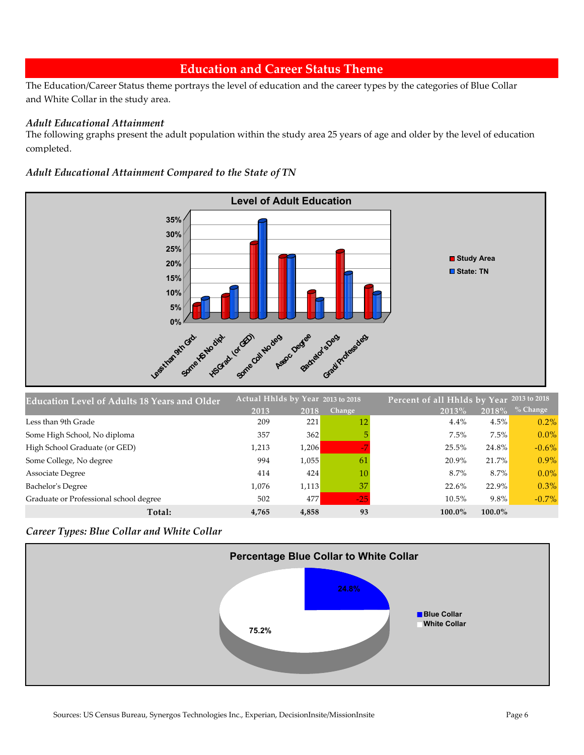## Education and Career Status Theme

The Education/Career Status theme portrays the level of education and the career types by the categories of Blue Collar and White Collar in the study area.

### *Adult Educational Attainment*

The following graphs present the adult population within the study area 25 years of age and older by the level of education completed.

### *Adult Educational Attainment Compared to the State of TN*

**Level of Adult Education**

| Education Level of Adults 18 Years and Older | Actual Hhlds by Year 2013 | 2018 | 2013 to 2018 Change | Percent of all Hhlds by Year 2013% | 2018% | 2013 to 2018 % Change |
|---|---|---|---|---|---|---|
| Less than 9th Grade | 209 | 221 | 12 | 4.4% | 4.5% | 0.2% |
| Some High School, No diploma | 357 | 362 | 5 | 7.5% | 7.5% | 0.0% |
| High School Graduate (or GED) | 1,213 | 1,206 | -7 | 25.5% | 24.8% | -0.6% |
| Some College, No degree | 994 | 1,055 | 61 | 20.9% | 21.7% | 0.9% |
| Associate Degree | 414 | 424 | 10 | 8.7% | 8.7% | 0.0% |
| Bachelor's Degree | 1,076 | 1,113 | 37 | 22.6% | 22.9% | 0.3% |
| Graduate or Professional school degree | 502 | 477 | -25 | 10.5% | 9.8% | -0.7% |
| **Total:** | **4,765** | **4,858** | **93** | **100.0%** | **100.0%** | |

### *Career Types: Blue Collar and White Collar*

**Percentage Blue Collar to White Collar**

- Blue Collar: 24.8%
- White Collar: 75.2%

Sources: US Census Bureau, Synergos Technologies Inc., Experian, DecisionInsite/MissionInsite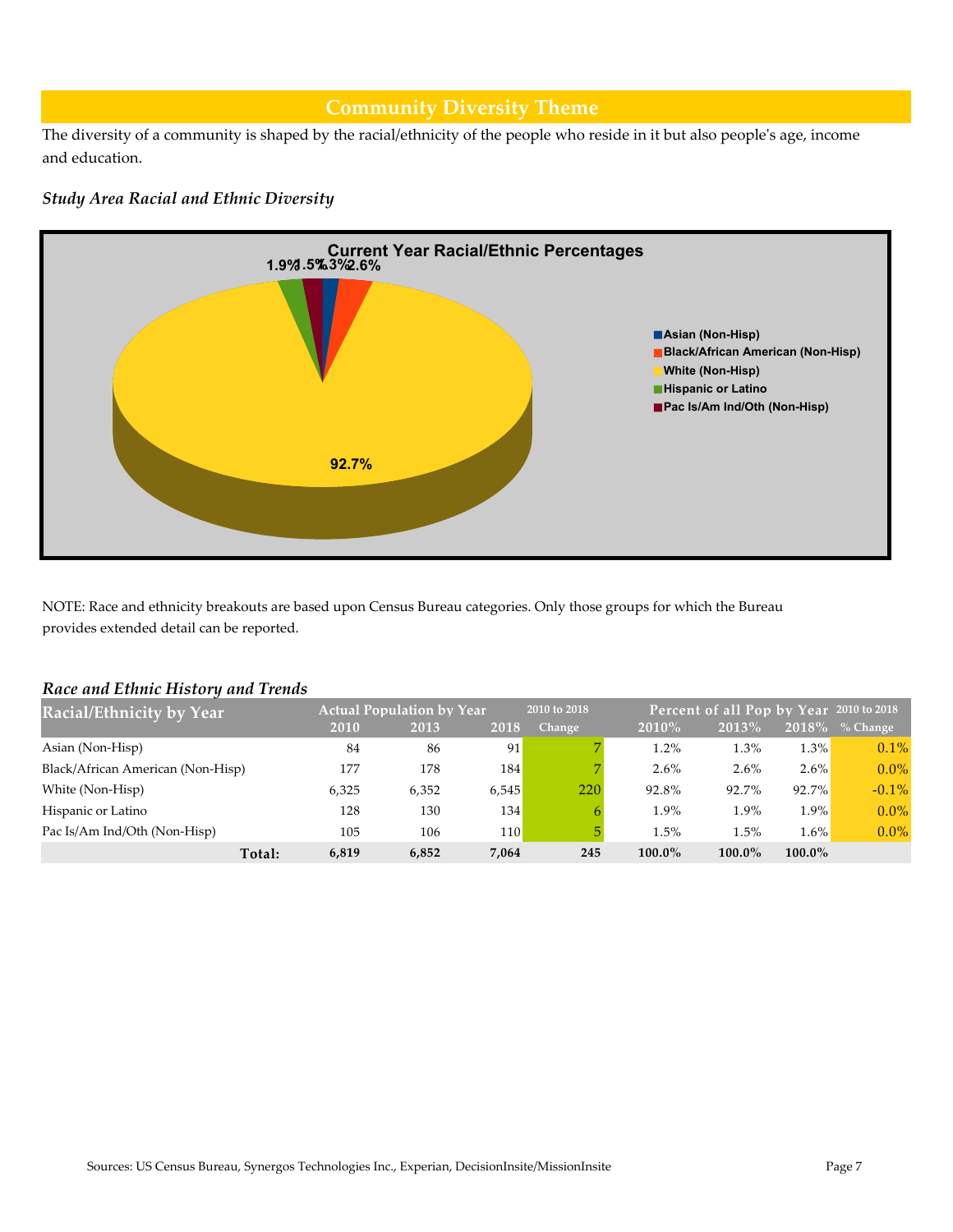## Community Diversity Theme

The diversity of a community is shaped by the racial/ethnicity of the people who reside in it but also people's age, income and education.

### *Study Area Racial and Ethnic Diversity*

**Current Year Racial/Ethnic Percentages**

- Asian (Non-Hisp): 1.3%
- Black/African American (Non-Hisp): 2.6%
- White (Non-Hisp): 92.7%
- Hispanic or Latino: 1.9%
- Pac Is/Am Ind/Oth (Non-Hisp): 1.5%

NOTE: Race and ethnicity breakouts are based upon Census Bureau categories. Only those groups for which the Bureau provides extended detail can be reported.

### *Race and Ethnic History and Trends*

| Racial/Ethnicity by Year | Actual Population by Year | | | 2010 to 2018 | Percent of all Pop by Year | | | 2010 to 2018 |
|---|---|---|---|---|---|---|---|---|
| | 2010 | 2013 | 2018 | Change | 2010% | 2013% | 2018% | % Change |
| Asian (Non-Hisp) | 84 | 86 | 91 | 7 | 1.2% | 1.3% | 1.3% | 0.1% |
| Black/African American (Non-Hisp) | 177 | 178 | 184 | 7 | 2.6% | 2.6% | 2.6% | 0.0% |
| White (Non-Hisp) | 6,325 | 6,352 | 6,545 | 220 | 92.8% | 92.7% | 92.7% | -0.1% |
| Hispanic or Latino | 128 | 130 | 134 | 6 | 1.9% | 1.9% | 1.9% | 0.0% |
| Pac Is/Am Ind/Oth (Non-Hisp) | 105 | 106 | 110 | 5 | 1.5% | 1.5% | 1.6% | 0.0% |
| **Total:** | **6,819** | **6,852** | **7,064** | **245** | **100.0%** | **100.0%** | **100.0%** | |

Sources: US Census Bureau, Synergos Technologies Inc., Experian, DecisionInsite/MissionInsite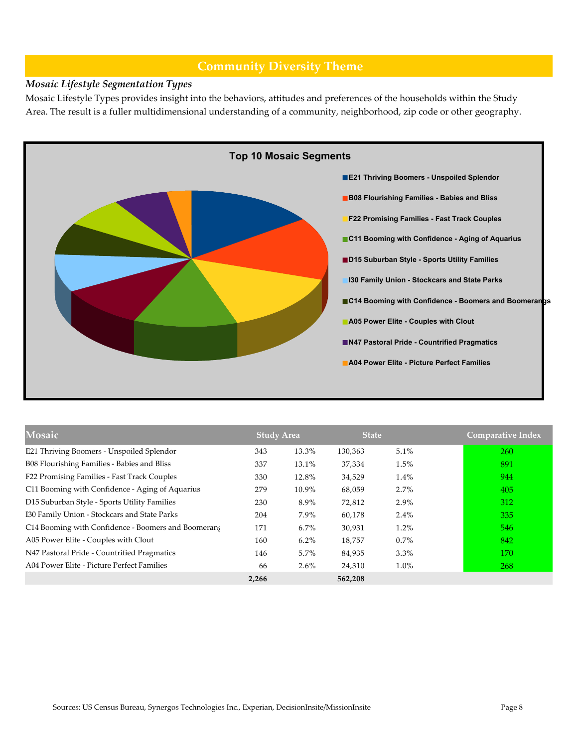# Community Diversity Theme

### *Mosaic Lifestyle Segmentation Types*

Mosaic Lifestyle Types provides insight into the behaviors, attitudes and preferences of the households within the Study Area. The result is a fuller multidimensional understanding of a community, neighborhood, zip code or other geography.

**Top 10 Mosaic Segments**

- E21 Thriving Boomers - Unspoiled Splendor
- B08 Flourishing Families - Babies and Bliss
- F22 Promising Families - Fast Track Couples
- C11 Booming with Confidence - Aging of Aquarius
- D15 Suburban Style - Sports Utility Families
- I30 Family Union - Stockcars and State Parks
- C14 Booming with Confidence - Boomers and Boomerangs
- A05 Power Elite - Couples with Clout
- N47 Pastoral Pride - Countrified Pragmatics
- A04 Power Elite - Picture Perfect Families

| Mosaic | Study Area | | State | | Comparative Index |
|---|---|---|---|---|---|
| E21 Thriving Boomers - Unspoiled Splendor | 343 | 13.3% | 130,363 | 5.1% | 260 |
| B08 Flourishing Families - Babies and Bliss | 337 | 13.1% | 37,334 | 1.5% | 891 |
| F22 Promising Families - Fast Track Couples | 330 | 12.8% | 34,529 | 1.4% | 944 |
| C11 Booming with Confidence - Aging of Aquarius | 279 | 10.9% | 68,059 | 2.7% | 405 |
| D15 Suburban Style - Sports Utility Families | 230 | 8.9% | 72,812 | 2.9% | 312 |
| I30 Family Union - Stockcars and State Parks | 204 | 7.9% | 60,178 | 2.4% | 335 |
| C14 Booming with Confidence - Boomers and Boomerang | 171 | 6.7% | 30,931 | 1.2% | 546 |
| A05 Power Elite - Couples with Clout | 160 | 6.2% | 18,757 | 0.7% | 842 |
| N47 Pastoral Pride - Countrified Pragmatics | 146 | 5.7% | 84,935 | 3.3% | 170 |
| A04 Power Elite - Picture Perfect Families | 66 | 2.6% | 24,310 | 1.0% | 268 |
| | **2,266** | | **562,208** | | |

Sources: US Census Bureau, Synergos Technologies Inc., Experian, DecisionInsite/MissionInsite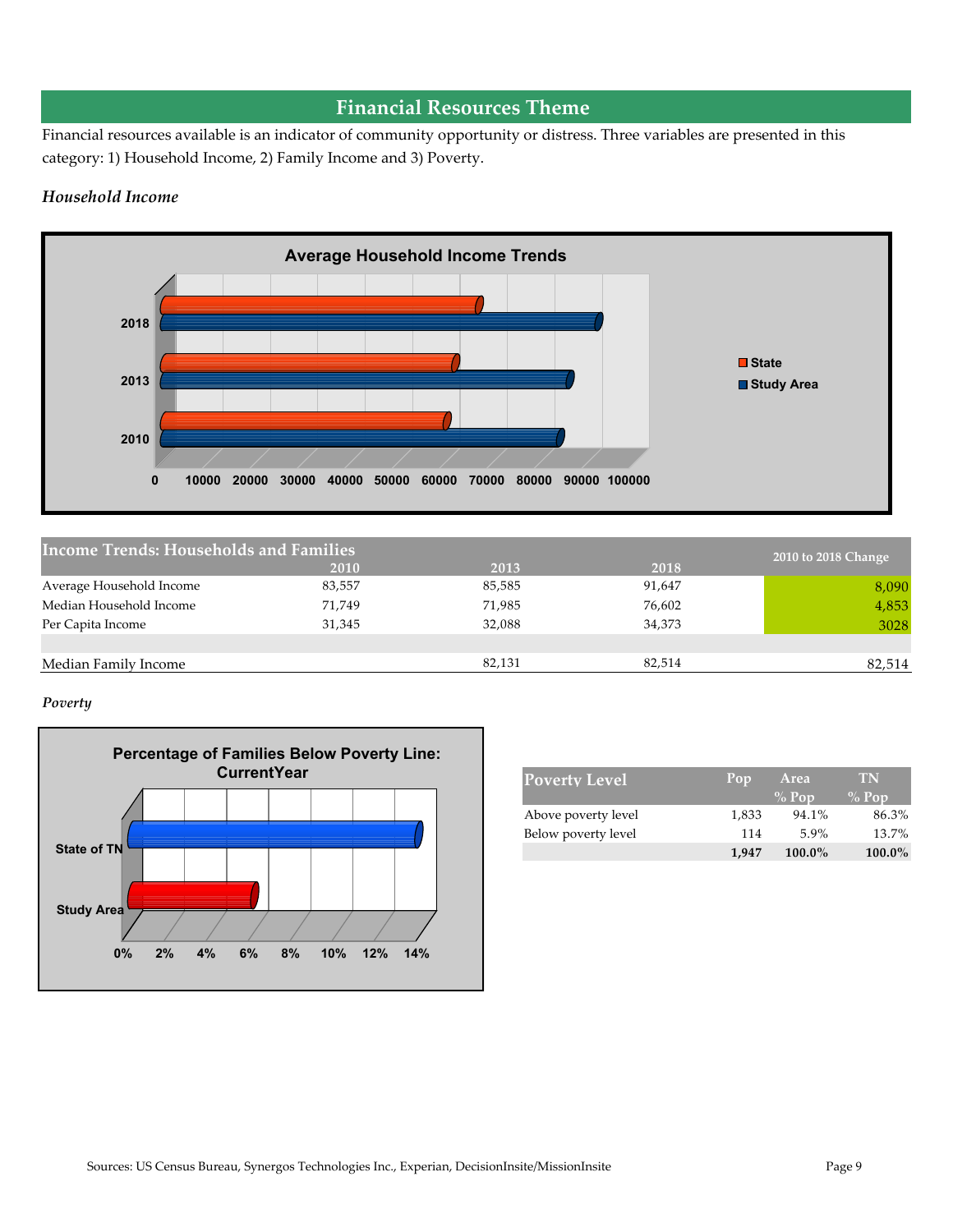## Financial Resources Theme

Financial resources available is an indicator of community opportunity or distress. Three variables are presented in this category: 1) Household Income, 2) Family Income and 3) Poverty.

*Household Income*

| Income Trends: Households and Families | 2010 | 2013 | 2018 | 2010 to 2018 Change |
|---|---|---|---|---|
| Average Household Income | 83,557 | 85,585 | 91,647 | 8,090 |
| Median Household Income | 71,749 | 71,985 | 76,602 | 4,853 |
| Per Capita Income | 31,345 | 32,088 | 34,373 | 3028 |
| | | | | |
| Median Family Income | | 82,131 | 82,514 | 82,514 |

*Poverty*

| Poverty Level | Pop | Area % Pop | TN % Pop |
|---|---|---|---|
| Above poverty level | 1,833 | 94.1% | 86.3% |
| Below poverty level | 114 | 5.9% | 13.7% |
| | **1,947** | **100.0%** | **100.0%** |

Sources: US Census Bureau, Synergos Technologies Inc., Experian, DecisionInsite/MissionInsite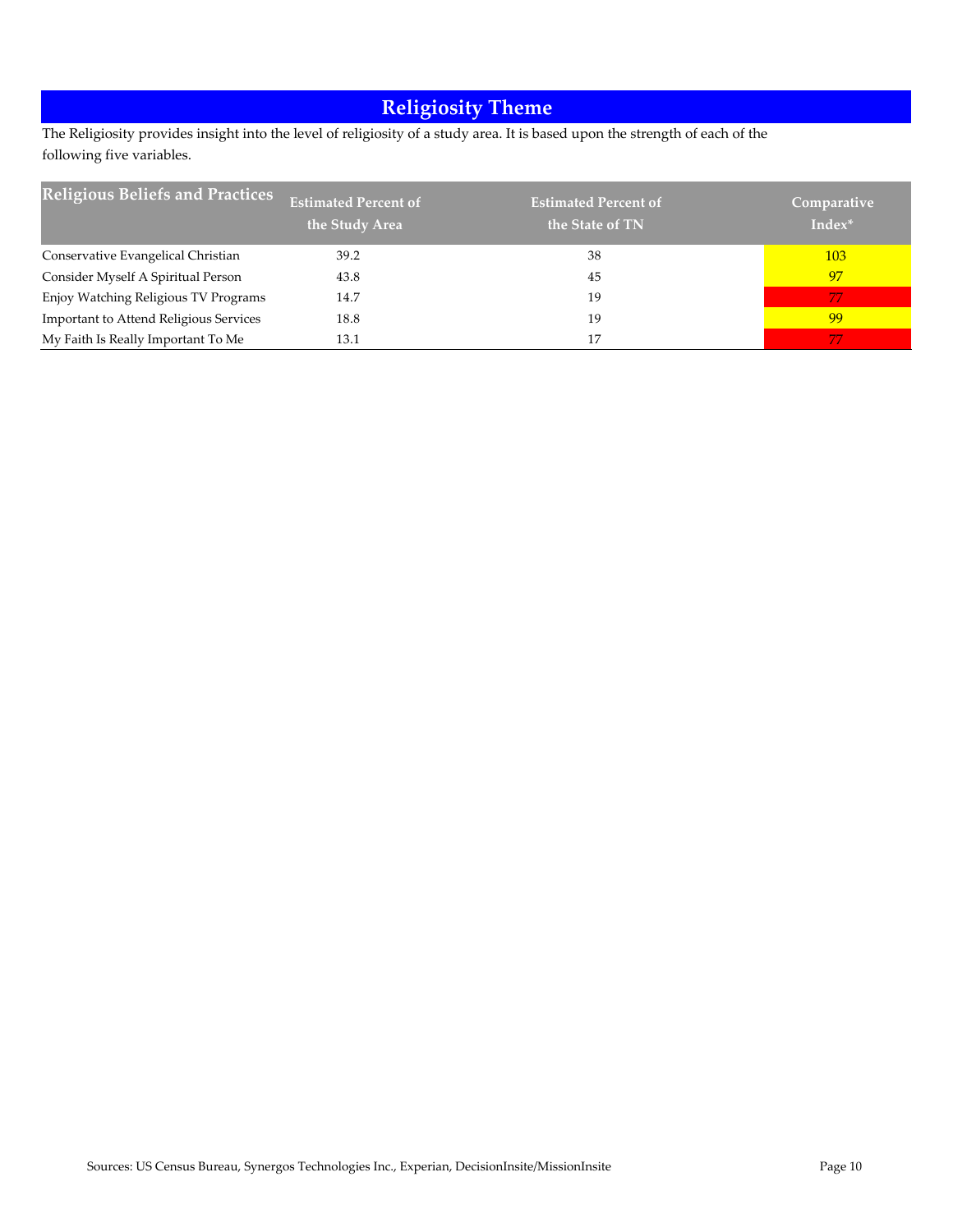# Religiosity Theme

The Religiosity provides insight into the level of religiosity of a study area. It is based upon the strength of each of the following five variables.

| Religious Beliefs and Practices | Estimated Percent of the Study Area | Estimated Percent of the State of TN | Comparative Index* |
|---|---|---|---|
| Conservative Evangelical Christian | 39.2 | 38 | 103 |
| Consider Myself A Spiritual Person | 43.8 | 45 | 97 |
| Enjoy Watching Religious TV Programs | 14.7 | 19 | 77 |
| Important to Attend Religious Services | 18.8 | 19 | 99 |
| My Faith Is Really Important To Me | 13.1 | 17 | 77 |

Sources: US Census Bureau, Synergos Technologies Inc., Experian, DecisionInsite/MissionInsite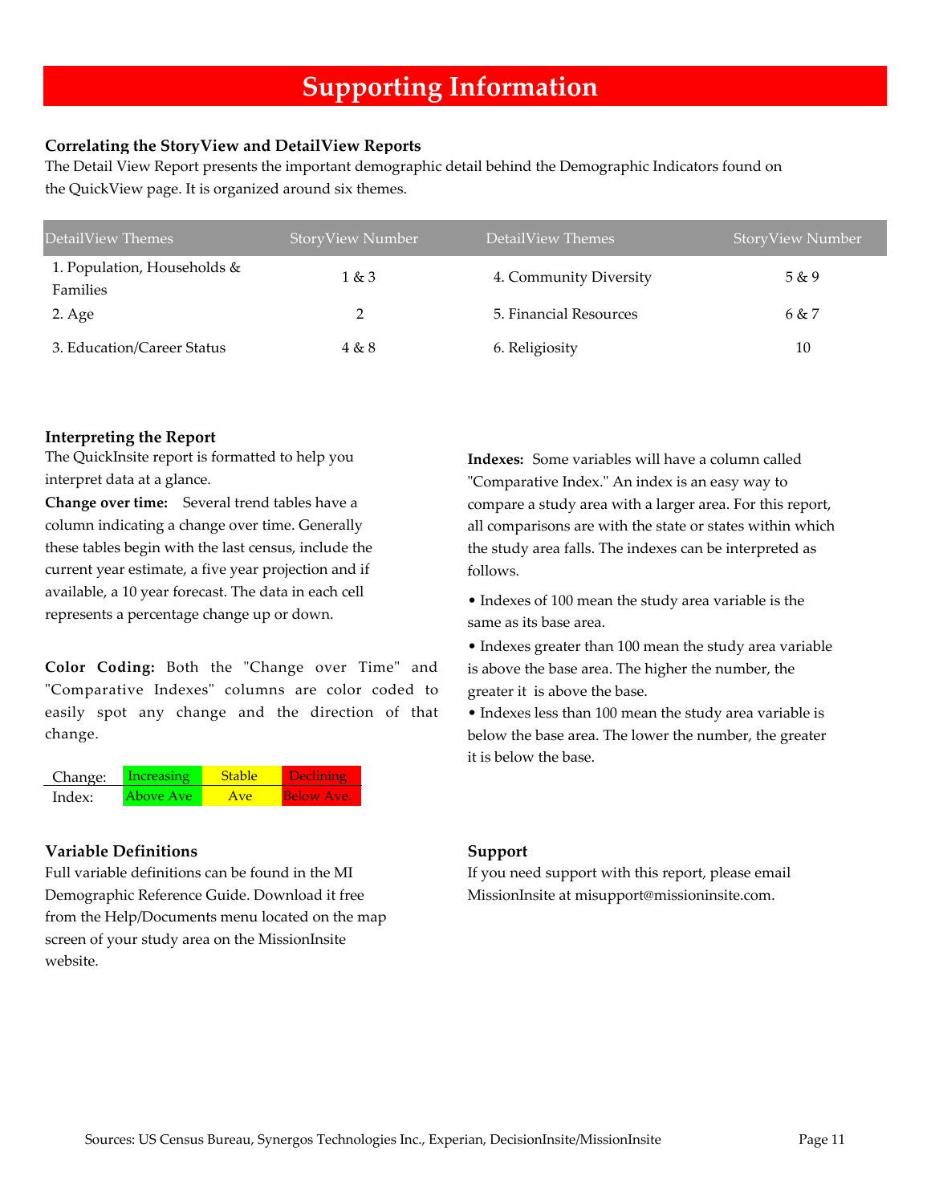# Supporting Information

### Correlating the StoryView and DetailView Reports

The Detail View Report presents the important demographic detail behind the Demographic Indicators found on the QuickView page. It is organized around six themes.

| DetailView Themes | StoryView Number | DetailView Themes | StoryView Number |
|---|---|---|---|
| 1. Population, Households & Families | 1 & 3 | 4. Community Diversity | 5 & 9 |
| 2. Age | 2 | 5. Financial Resources | 6 & 7 |
| 3. Education/Career Status | 4 & 8 | 6. Religiosity | 10 |

### Interpreting the Report

The QuickInsite report is formatted to help you interpret data at a glance.

**Change over time:** Several trend tables have a column indicating a change over time. Generally these tables begin with the last census, include the current year estimate, a five year projection and if available, a 10 year forecast. The data in each cell represents a percentage change up or down.

**Color Coding:** Both the "Change over Time" and "Comparative Indexes" columns are color coded to easily spot any change and the direction of that change.

| | | | |
|---|---|---|---|
| Change: | Increasing | Stable | Declining |
| Index: | Above Ave | Ave | Below Ave. |

**Indexes:** Some variables will have a column called "Comparative Index." An index is an easy way to compare a study area with a larger area. For this report, all comparisons are with the state or states within which the study area falls. The indexes can be interpreted as follows.

- Indexes of 100 mean the study area variable is the same as its base area.
- Indexes greater than 100 mean the study area variable is above the base area. The higher the number, the greater it is above the base.
- Indexes less than 100 mean the study area variable is below the base area. The lower the number, the greater it is below the base.

### Variable Definitions

Full variable definitions can be found in the MI Demographic Reference Guide. Download it free from the Help/Documents menu located on the map screen of your study area on the MissionInsite website.

### Support

If you need support with this report, please email MissionInsite at misupport@missioninsite.com.

Sources: US Census Bureau, Synergos Technologies Inc., Experian, DecisionInsite/MissionInsite